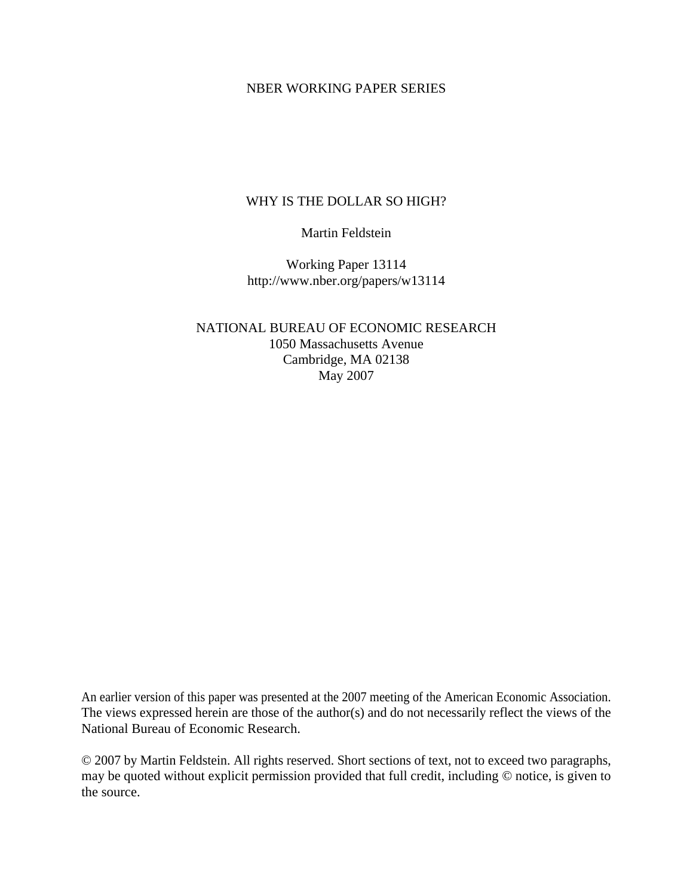NBER WORKING PAPER SERIES

# WHY IS THE DOLLAR SO HIGH?

Martin Feldstein

Working Paper 13114
http://www.nber.org/papers/w13114

NATIONAL BUREAU OF ECONOMIC RESEARCH
1050 Massachusetts Avenue
Cambridge, MA 02138
May 2007

An earlier version of this paper was presented at the 2007 meeting of the American Economic Association. The views expressed herein are those of the author(s) and do not necessarily reflect the views of the National Bureau of Economic Research.

© 2007 by Martin Feldstein. All rights reserved. Short sections of text, not to exceed two paragraphs, may be quoted without explicit permission provided that full credit, including © notice, is given to the source.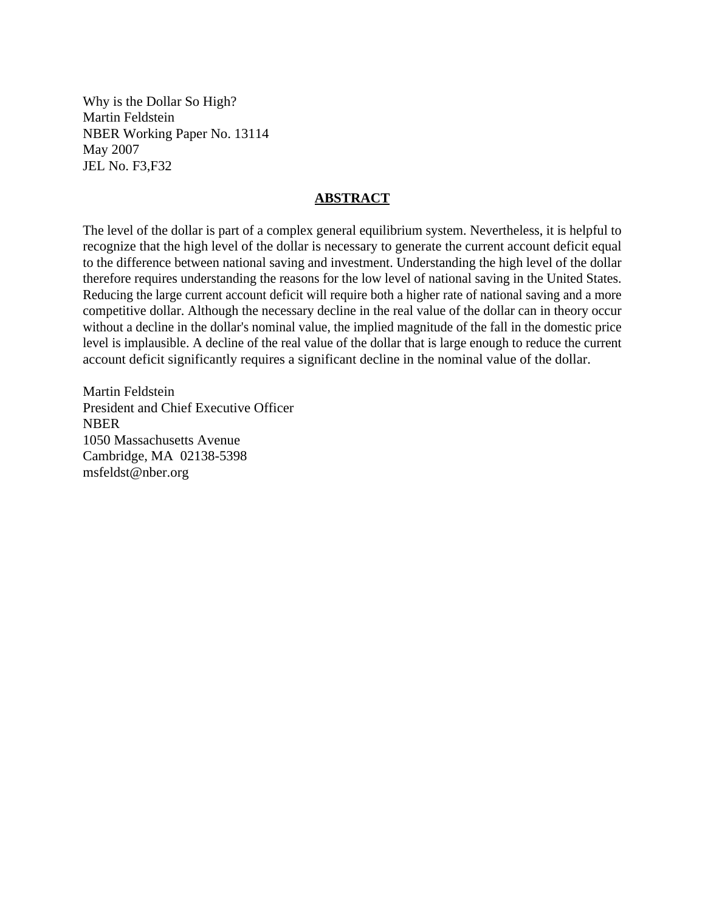Why is the Dollar So High?
Martin Feldstein
NBER Working Paper No. 13114
May 2007
JEL No. F3,F32

## ABSTRACT

The level of the dollar is part of a complex general equilibrium system. Nevertheless, it is helpful to recognize that the high level of the dollar is necessary to generate the current account deficit equal to the difference between national saving and investment. Understanding the high level of the dollar therefore requires understanding the reasons for the low level of national saving in the United States. Reducing the large current account deficit will require both a higher rate of national saving and a more competitive dollar. Although the necessary decline in the real value of the dollar can in theory occur without a decline in the dollar's nominal value, the implied magnitude of the fall in the domestic price level is implausible. A decline of the real value of the dollar that is large enough to reduce the current account deficit significantly requires a significant decline in the nominal value of the dollar.

Martin Feldstein
President and Chief Executive Officer
NBER
1050 Massachusetts Avenue
Cambridge, MA 02138-5398
msfeldst@nber.org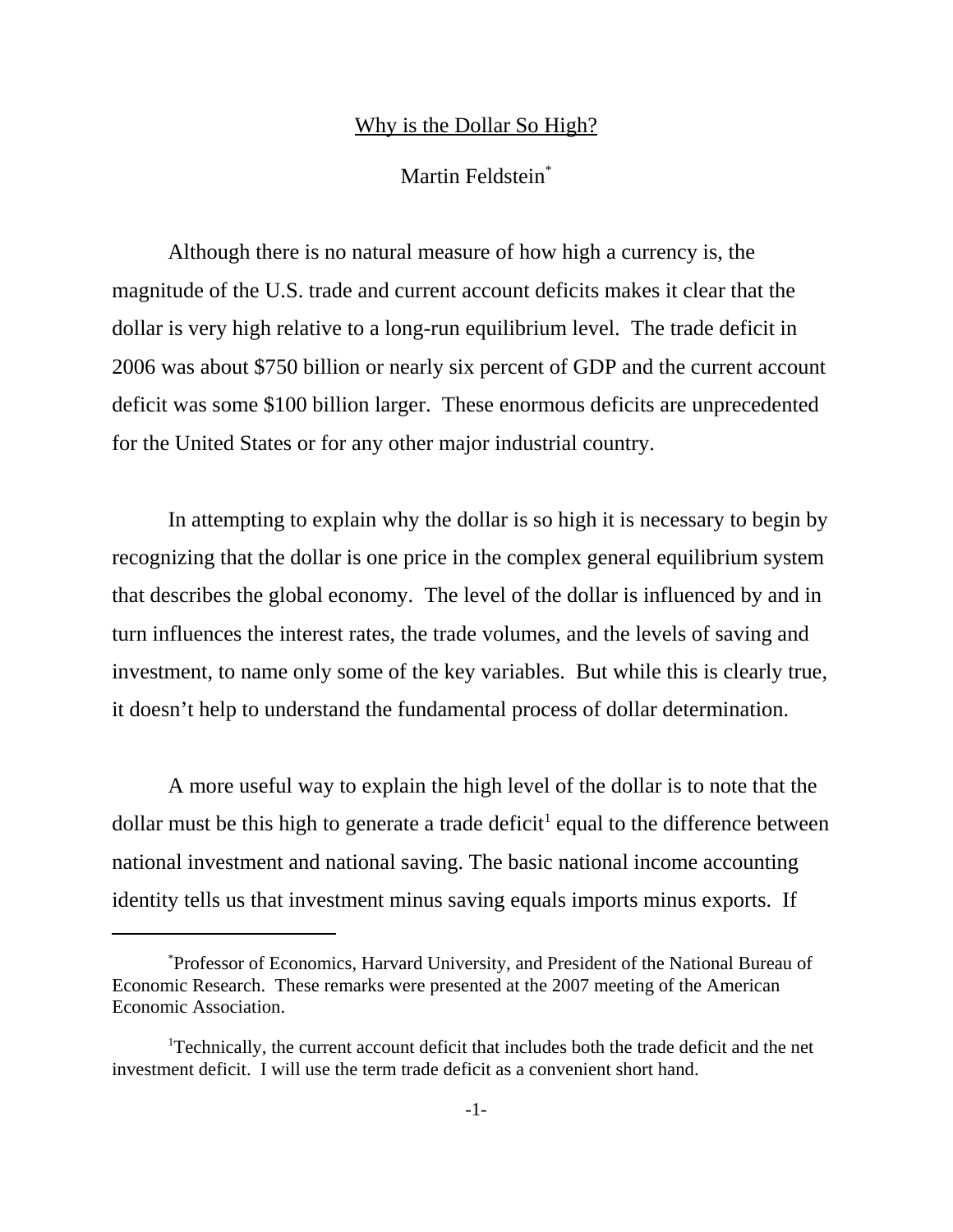# Why is the Dollar So High?

Martin Feldstein*

Although there is no natural measure of how high a currency is, the magnitude of the U.S. trade and current account deficits makes it clear that the dollar is very high relative to a long-run equilibrium level. The trade deficit in 2006 was about $750 billion or nearly six percent of GDP and the current account deficit was some $100 billion larger. These enormous deficits are unprecedented for the United States or for any other major industrial country.

In attempting to explain why the dollar is so high it is necessary to begin by recognizing that the dollar is one price in the complex general equilibrium system that describes the global economy. The level of the dollar is influenced by and in turn influences the interest rates, the trade volumes, and the levels of saving and investment, to name only some of the key variables. But while this is clearly true, it doesn't help to understand the fundamental process of dollar determination.

A more useful way to explain the high level of the dollar is to note that the dollar must be this high to generate a trade deficit[1] equal to the difference between national investment and national saving. The basic national income accounting identity tells us that investment minus saving equals imports minus exports. If

---

*Professor of Economics, Harvard University, and President of the National Bureau of Economic Research. These remarks were presented at the 2007 meeting of the American Economic Association.

[1] Technically, the current account deficit that includes both the trade deficit and the net investment deficit. I will use the term trade deficit as a convenient short hand.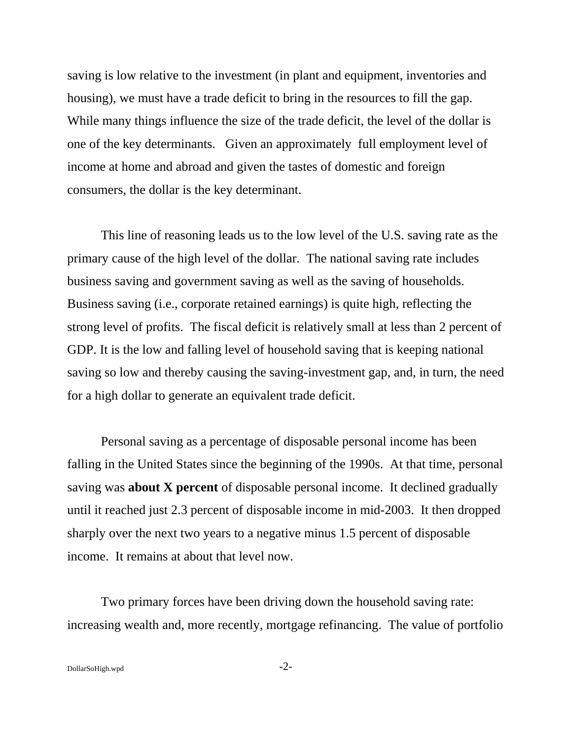saving is low relative to the investment (in plant and equipment, inventories and housing), we must have a trade deficit to bring in the resources to fill the gap. While many things influence the size of the trade deficit, the level of the dollar is one of the key determinants. Given an approximately full employment level of income at home and abroad and given the tastes of domestic and foreign consumers, the dollar is the key determinant.

This line of reasoning leads us to the low level of the U.S. saving rate as the primary cause of the high level of the dollar. The national saving rate includes business saving and government saving as well as the saving of households. Business saving (i.e., corporate retained earnings) is quite high, reflecting the strong level of profits. The fiscal deficit is relatively small at less than 2 percent of GDP. It is the low and falling level of household saving that is keeping national saving so low and thereby causing the saving-investment gap, and, in turn, the need for a high dollar to generate an equivalent trade deficit.

Personal saving as a percentage of disposable personal income has been falling in the United States since the beginning of the 1990s. At that time, personal saving was **about X percent** of disposable personal income. It declined gradually until it reached just 2.3 percent of disposable income in mid-2003. It then dropped sharply over the next two years to a negative minus 1.5 percent of disposable income. It remains at about that level now.

Two primary forces have been driving down the household saving rate: increasing wealth and, more recently, mortgage refinancing. The value of portfolio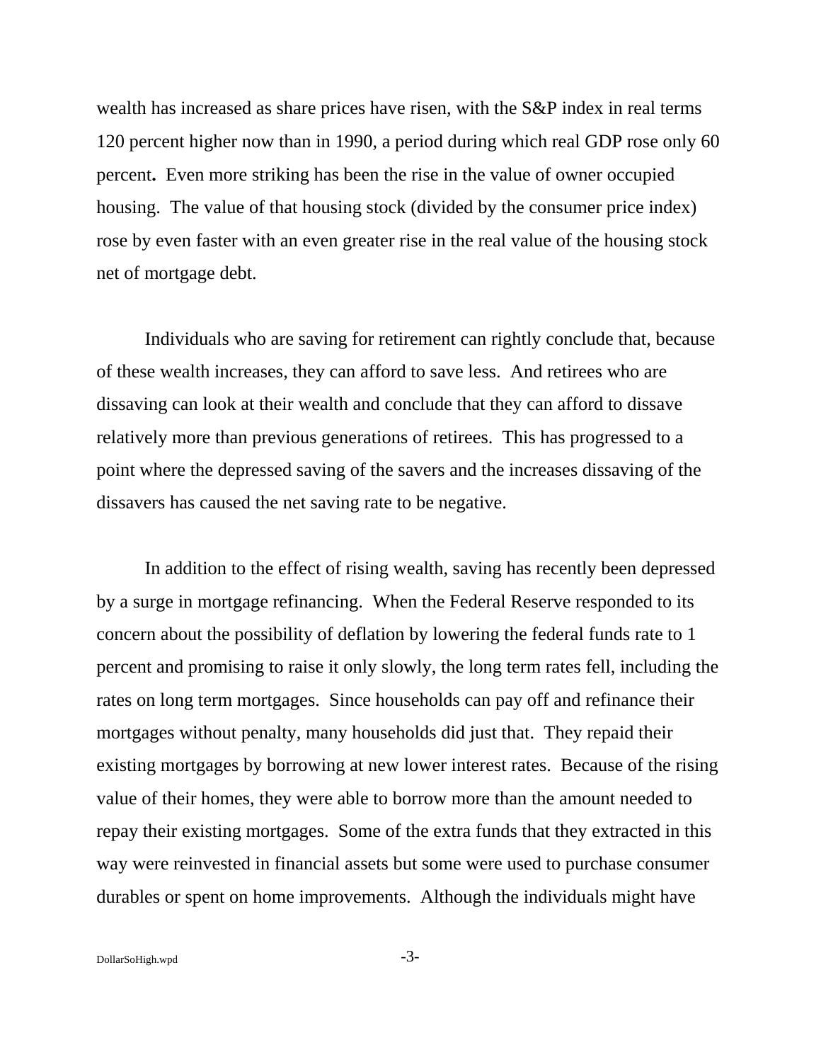wealth has increased as share prices have risen, with the S&P index in real terms 120 percent higher now than in 1990, a period during which real GDP rose only 60 percent**.** Even more striking has been the rise in the value of owner occupied housing. The value of that housing stock (divided by the consumer price index) rose by even faster with an even greater rise in the real value of the housing stock net of mortgage debt.

Individuals who are saving for retirement can rightly conclude that, because of these wealth increases, they can afford to save less. And retirees who are dissaving can look at their wealth and conclude that they can afford to dissave relatively more than previous generations of retirees. This has progressed to a point where the depressed saving of the savers and the increases dissaving of the dissavers has caused the net saving rate to be negative.

In addition to the effect of rising wealth, saving has recently been depressed by a surge in mortgage refinancing. When the Federal Reserve responded to its concern about the possibility of deflation by lowering the federal funds rate to 1 percent and promising to raise it only slowly, the long term rates fell, including the rates on long term mortgages. Since households can pay off and refinance their mortgages without penalty, many households did just that. They repaid their existing mortgages by borrowing at new lower interest rates. Because of the rising value of their homes, they were able to borrow more than the amount needed to repay their existing mortgages. Some of the extra funds that they extracted in this way were reinvested in financial assets but some were used to purchase consumer durables or spent on home improvements. Although the individuals might have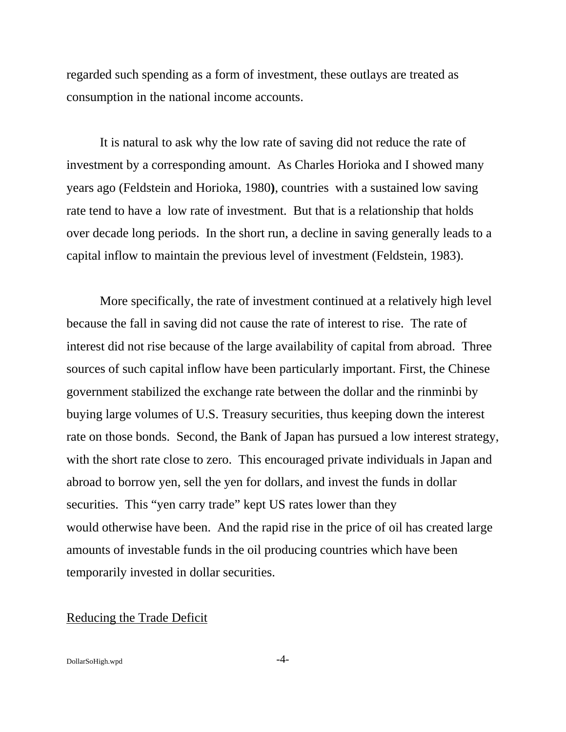regarded such spending as a form of investment, these outlays are treated as consumption in the national income accounts.

It is natural to ask why the low rate of saving did not reduce the rate of investment by a corresponding amount. As Charles Horioka and I showed many years ago (Feldstein and Horioka, 1980**)**, countries with a sustained low saving rate tend to have a low rate of investment. But that is a relationship that holds over decade long periods. In the short run, a decline in saving generally leads to a capital inflow to maintain the previous level of investment (Feldstein, 1983).

More specifically, the rate of investment continued at a relatively high level because the fall in saving did not cause the rate of interest to rise. The rate of interest did not rise because of the large availability of capital from abroad. Three sources of such capital inflow have been particularly important. First, the Chinese government stabilized the exchange rate between the dollar and the rinminbi by buying large volumes of U.S. Treasury securities, thus keeping down the interest rate on those bonds. Second, the Bank of Japan has pursued a low interest strategy, with the short rate close to zero. This encouraged private individuals in Japan and abroad to borrow yen, sell the yen for dollars, and invest the funds in dollar securities. This "yen carry trade" kept US rates lower than they would otherwise have been. And the rapid rise in the price of oil has created large amounts of investable funds in the oil producing countries which have been temporarily invested in dollar securities.

## Reducing the Trade Deficit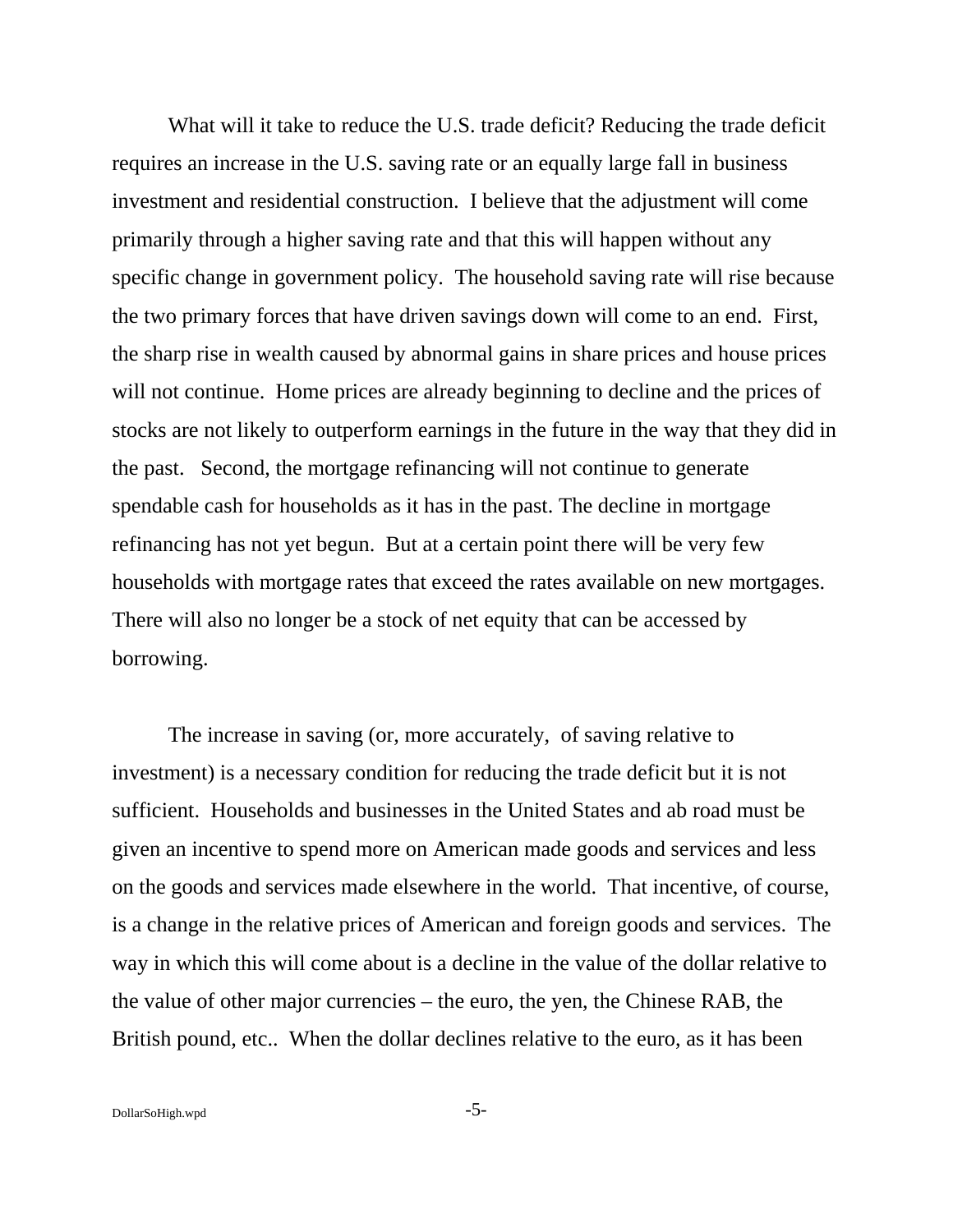What will it take to reduce the U.S. trade deficit? Reducing the trade deficit requires an increase in the U.S. saving rate or an equally large fall in business investment and residential construction. I believe that the adjustment will come primarily through a higher saving rate and that this will happen without any specific change in government policy. The household saving rate will rise because the two primary forces that have driven savings down will come to an end. First, the sharp rise in wealth caused by abnormal gains in share prices and house prices will not continue. Home prices are already beginning to decline and the prices of stocks are not likely to outperform earnings in the future in the way that they did in the past. Second, the mortgage refinancing will not continue to generate spendable cash for households as it has in the past. The decline in mortgage refinancing has not yet begun. But at a certain point there will be very few households with mortgage rates that exceed the rates available on new mortgages. There will also no longer be a stock of net equity that can be accessed by borrowing.

The increase in saving (or, more accurately, of saving relative to investment) is a necessary condition for reducing the trade deficit but it is not sufficient. Households and businesses in the United States and ab road must be given an incentive to spend more on American made goods and services and less on the goods and services made elsewhere in the world. That incentive, of course, is a change in the relative prices of American and foreign goods and services. The way in which this will come about is a decline in the value of the dollar relative to the value of other major currencies – the euro, the yen, the Chinese RAB, the British pound, etc.. When the dollar declines relative to the euro, as it has been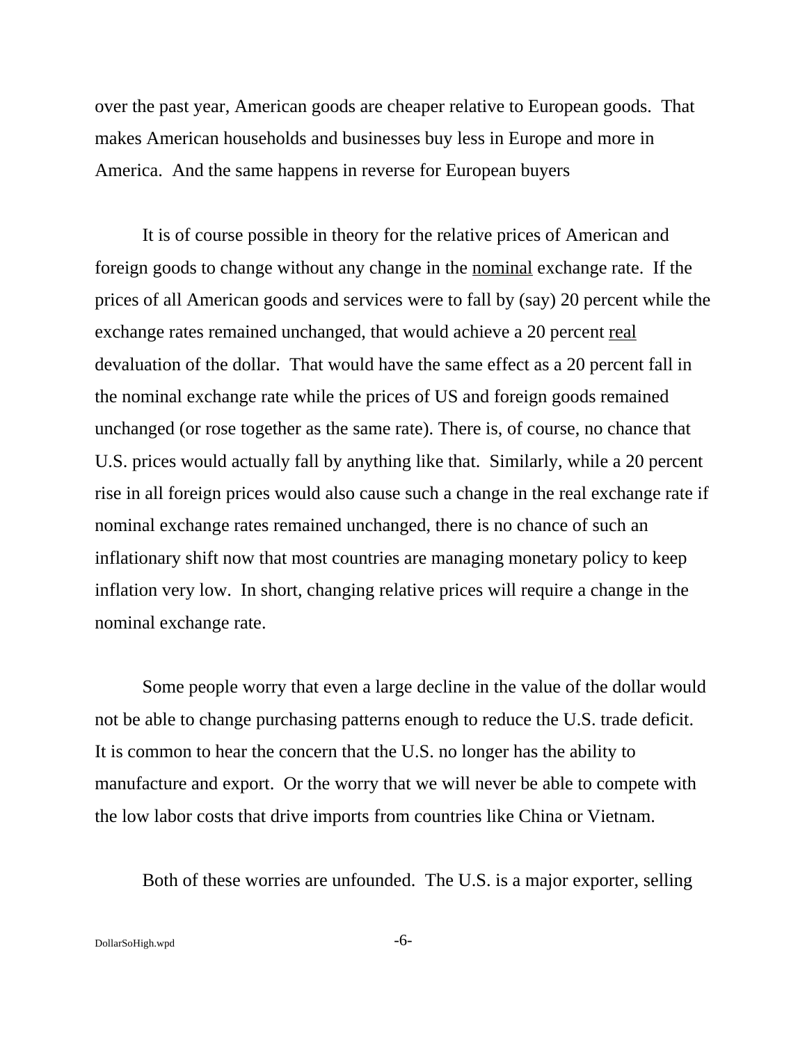over the past year, American goods are cheaper relative to European goods.  That makes American households and businesses buy less in Europe and more in America.  And the same happens in reverse for European buyers

It is of course possible in theory for the relative prices of American and foreign goods to change without any change in the nominal exchange rate.  If the prices of all American goods and services were to fall by (say) 20 percent while the exchange rates remained unchanged, that would achieve a 20 percent real devaluation of the dollar.  That would have the same effect as a 20 percent fall in the nominal exchange rate while the prices of US and foreign goods remained unchanged (or rose together as the same rate). There is, of course, no chance that U.S. prices would actually fall by anything like that.  Similarly, while a 20 percent rise in all foreign prices would also cause such a change in the real exchange rate if nominal exchange rates remained unchanged, there is no chance of such an inflationary shift now that most countries are managing monetary policy to keep inflation very low.  In short, changing relative prices will require a change in the nominal exchange rate.

Some people worry that even a large decline in the value of the dollar would not be able to change purchasing patterns enough to reduce the U.S. trade deficit.  It is common to hear the concern that the U.S. no longer has the ability to manufacture and export.  Or the worry that we will never be able to compete with the low labor costs that drive imports from countries like China or Vietnam.

Both of these worries are unfounded.  The U.S. is a major exporter, selling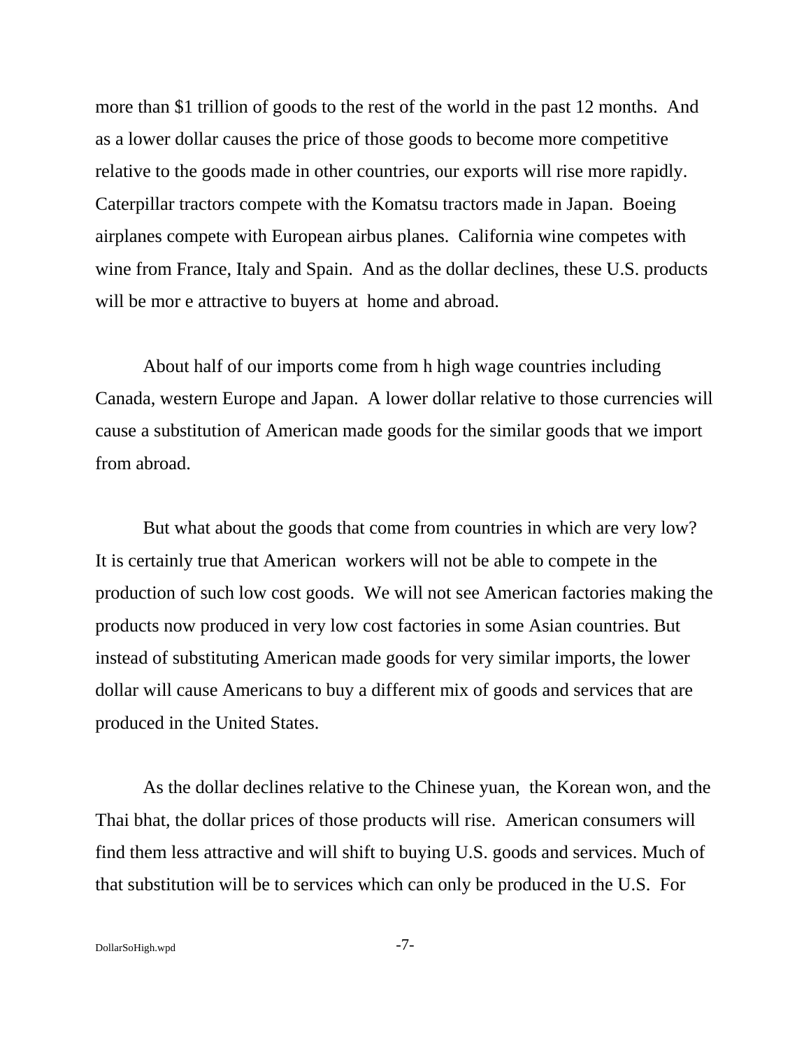more than $1 trillion of goods to the rest of the world in the past 12 months. And as a lower dollar causes the price of those goods to become more competitive relative to the goods made in other countries, our exports will rise more rapidly. Caterpillar tractors compete with the Komatsu tractors made in Japan. Boeing airplanes compete with European airbus planes. California wine competes with wine from France, Italy and Spain. And as the dollar declines, these U.S. products will be mor e attractive to buyers at home and abroad.

About half of our imports come from h high wage countries including Canada, western Europe and Japan. A lower dollar relative to those currencies will cause a substitution of American made goods for the similar goods that we import from abroad.

But what about the goods that come from countries in which are very low? It is certainly true that American workers will not be able to compete in the production of such low cost goods. We will not see American factories making the products now produced in very low cost factories in some Asian countries. But instead of substituting American made goods for very similar imports, the lower dollar will cause Americans to buy a different mix of goods and services that are produced in the United States.

As the dollar declines relative to the Chinese yuan, the Korean won, and the Thai bhat, the dollar prices of those products will rise. American consumers will find them less attractive and will shift to buying U.S. goods and services. Much of that substitution will be to services which can only be produced in the U.S. For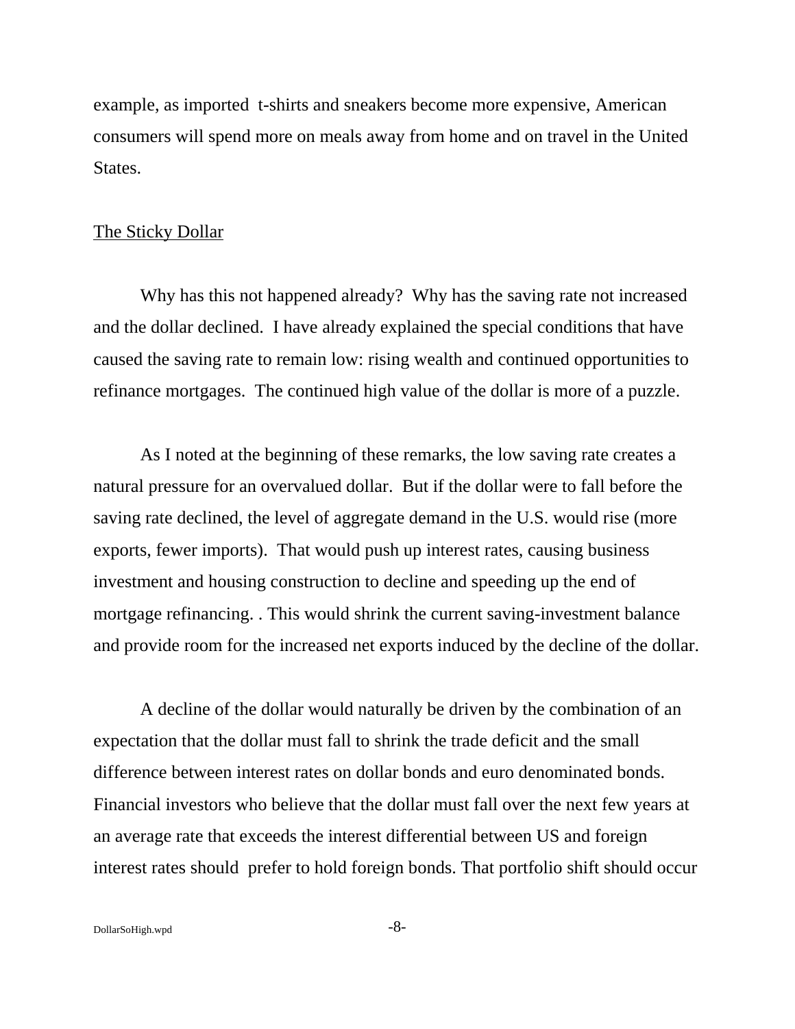example, as imported  t-shirts and sneakers become more expensive, American consumers will spend more on meals away from home and on travel in the United States.

## The Sticky Dollar

Why has this not happened already?  Why has the saving rate not increased and the dollar declined.  I have already explained the special conditions that have caused the saving rate to remain low: rising wealth and continued opportunities to refinance mortgages.  The continued high value of the dollar is more of a puzzle.

As I noted at the beginning of these remarks, the low saving rate creates a natural pressure for an overvalued dollar.  But if the dollar were to fall before the saving rate declined, the level of aggregate demand in the U.S. would rise (more exports, fewer imports).  That would push up interest rates, causing business investment and housing construction to decline and speeding up the end of mortgage refinancing. . This would shrink the current saving-investment balance and provide room for the increased net exports induced by the decline of the dollar.

A decline of the dollar would naturally be driven by the combination of an expectation that the dollar must fall to shrink the trade deficit and the small difference between interest rates on dollar bonds and euro denominated bonds. Financial investors who believe that the dollar must fall over the next few years at an average rate that exceeds the interest differential between US and foreign interest rates should  prefer to hold foreign bonds. That portfolio shift should occur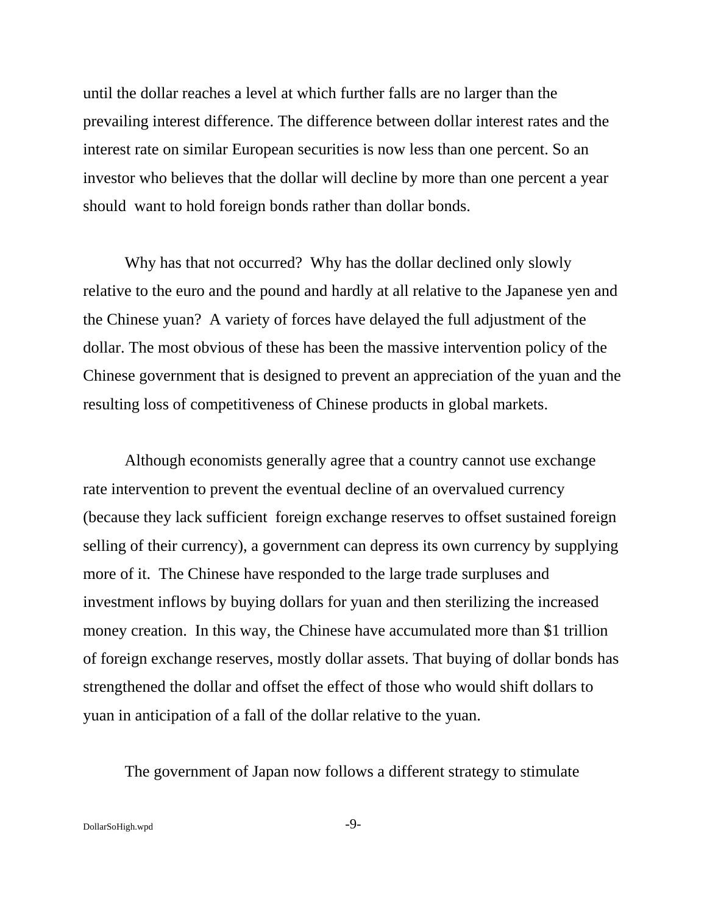until the dollar reaches a level at which further falls are no larger than the prevailing interest difference. The difference between dollar interest rates and the interest rate on similar European securities is now less than one percent. So an investor who believes that the dollar will decline by more than one percent a year should want to hold foreign bonds rather than dollar bonds.

Why has that not occurred? Why has the dollar declined only slowly relative to the euro and the pound and hardly at all relative to the Japanese yen and the Chinese yuan? A variety of forces have delayed the full adjustment of the dollar. The most obvious of these has been the massive intervention policy of the Chinese government that is designed to prevent an appreciation of the yuan and the resulting loss of competitiveness of Chinese products in global markets.

Although economists generally agree that a country cannot use exchange rate intervention to prevent the eventual decline of an overvalued currency (because they lack sufficient foreign exchange reserves to offset sustained foreign selling of their currency), a government can depress its own currency by supplying more of it. The Chinese have responded to the large trade surpluses and investment inflows by buying dollars for yuan and then sterilizing the increased money creation. In this way, the Chinese have accumulated more than $1 trillion of foreign exchange reserves, mostly dollar assets. That buying of dollar bonds has strengthened the dollar and offset the effect of those who would shift dollars to yuan in anticipation of a fall of the dollar relative to the yuan.

The government of Japan now follows a different strategy to stimulate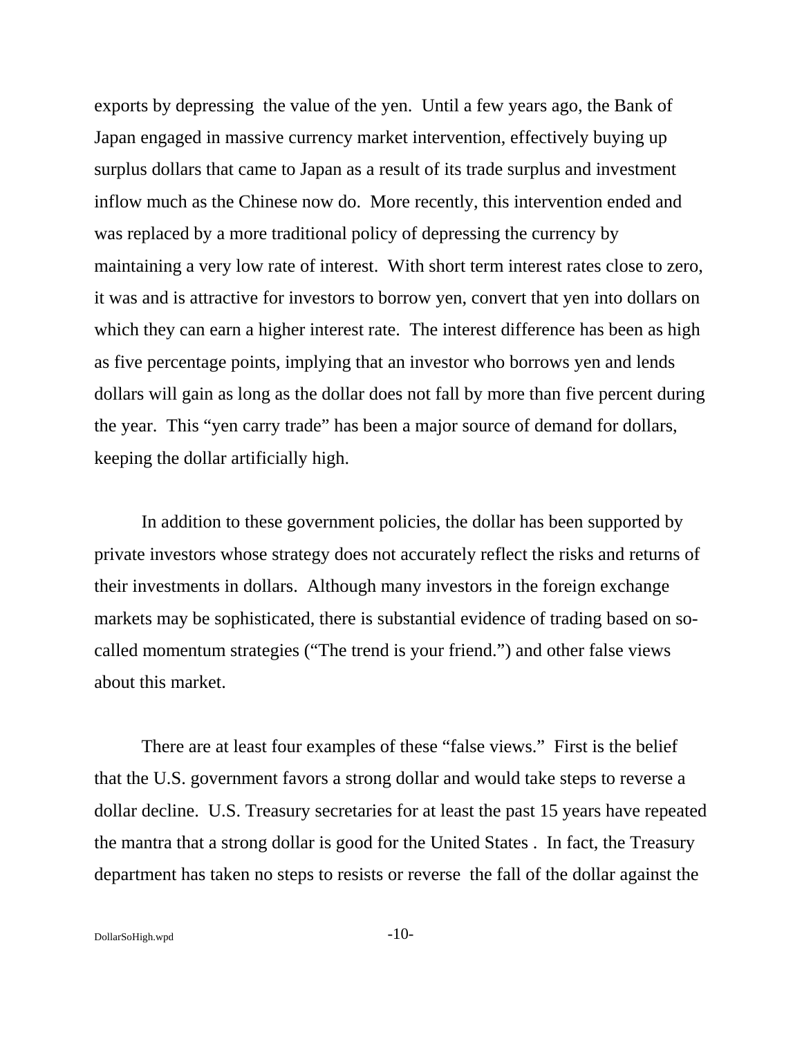exports by depressing  the value of the yen.  Until a few years ago, the Bank of Japan engaged in massive currency market intervention, effectively buying up surplus dollars that came to Japan as a result of its trade surplus and investment inflow much as the Chinese now do.  More recently, this intervention ended and was replaced by a more traditional policy of depressing the currency by maintaining a very low rate of interest.  With short term interest rates close to zero, it was and is attractive for investors to borrow yen, convert that yen into dollars on which they can earn a higher interest rate.  The interest difference has been as high as five percentage points, implying that an investor who borrows yen and lends dollars will gain as long as the dollar does not fall by more than five percent during the year.  This "yen carry trade" has been a major source of demand for dollars, keeping the dollar artificially high.

In addition to these government policies, the dollar has been supported by private investors whose strategy does not accurately reflect the risks and returns of their investments in dollars.  Although many investors in the foreign exchange markets may be sophisticated, there is substantial evidence of trading based on so-called momentum strategies ("The trend is your friend.") and other false views about this market.

There are at least four examples of these "false views."  First is the belief that the U.S. government favors a strong dollar and would take steps to reverse a dollar decline.  U.S. Treasury secretaries for at least the past 15 years have repeated the mantra that a strong dollar is good for the United States .  In fact, the Treasury department has taken no steps to resists or reverse  the fall of the dollar against the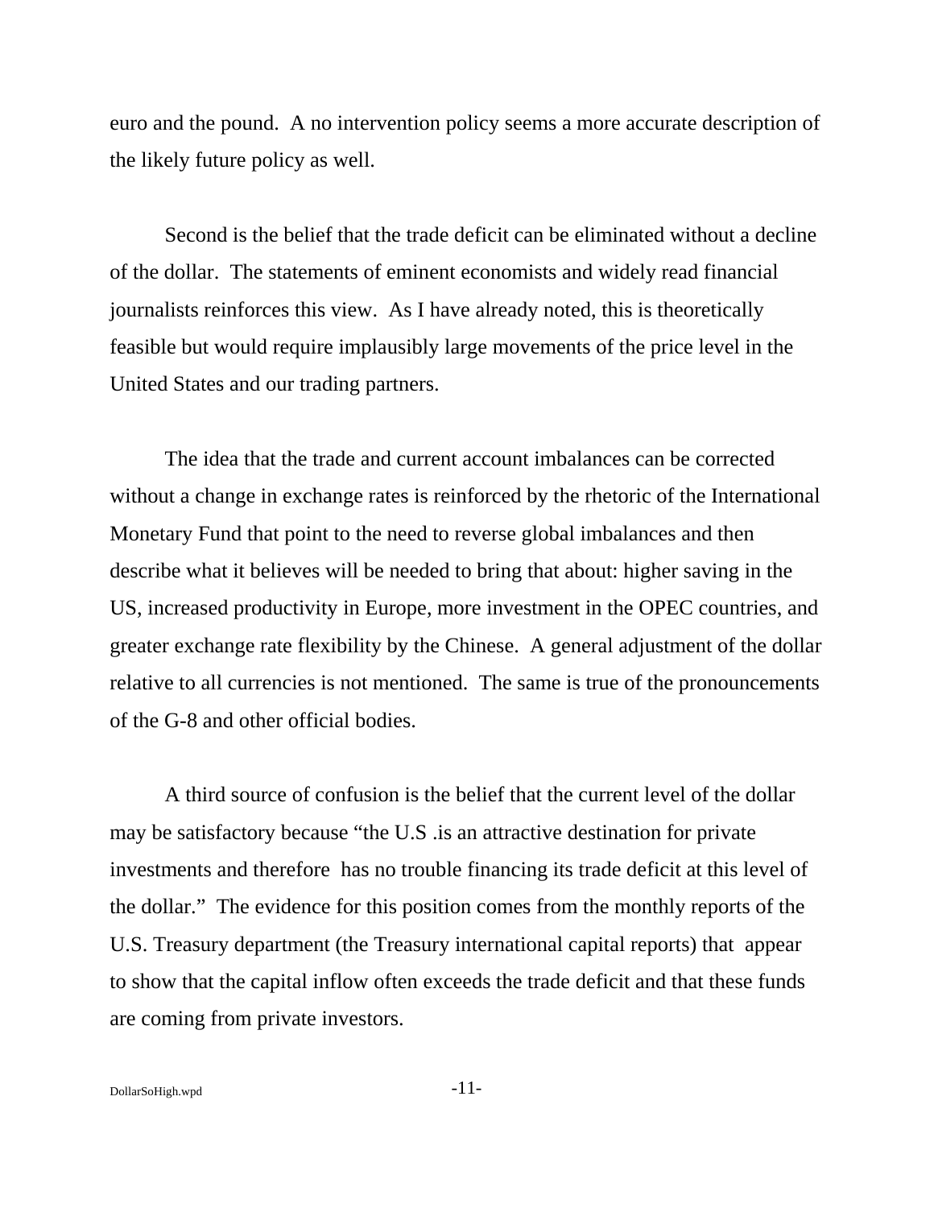euro and the pound. A no intervention policy seems a more accurate description of the likely future policy as well.

Second is the belief that the trade deficit can be eliminated without a decline of the dollar. The statements of eminent economists and widely read financial journalists reinforces this view. As I have already noted, this is theoretically feasible but would require implausibly large movements of the price level in the United States and our trading partners.

The idea that the trade and current account imbalances can be corrected without a change in exchange rates is reinforced by the rhetoric of the International Monetary Fund that point to the need to reverse global imbalances and then describe what it believes will be needed to bring that about: higher saving in the US, increased productivity in Europe, more investment in the OPEC countries, and greater exchange rate flexibility by the Chinese. A general adjustment of the dollar relative to all currencies is not mentioned. The same is true of the pronouncements of the G-8 and other official bodies.

A third source of confusion is the belief that the current level of the dollar may be satisfactory because "the U.S .is an attractive destination for private investments and therefore has no trouble financing its trade deficit at this level of the dollar." The evidence for this position comes from the monthly reports of the U.S. Treasury department (the Treasury international capital reports) that appear to show that the capital inflow often exceeds the trade deficit and that these funds are coming from private investors.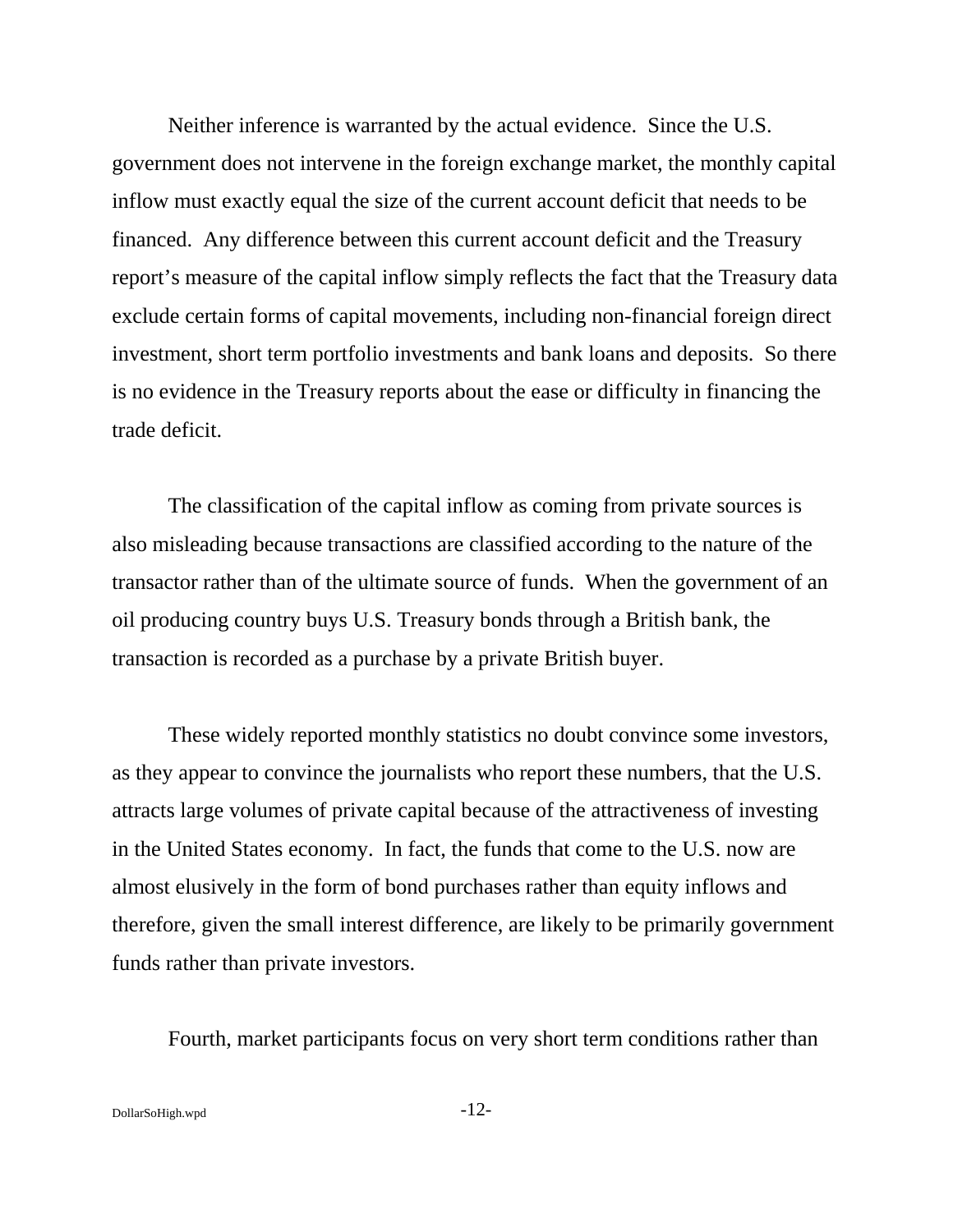Neither inference is warranted by the actual evidence. Since the U.S. government does not intervene in the foreign exchange market, the monthly capital inflow must exactly equal the size of the current account deficit that needs to be financed. Any difference between this current account deficit and the Treasury report's measure of the capital inflow simply reflects the fact that the Treasury data exclude certain forms of capital movements, including non-financial foreign direct investment, short term portfolio investments and bank loans and deposits. So there is no evidence in the Treasury reports about the ease or difficulty in financing the trade deficit.

The classification of the capital inflow as coming from private sources is also misleading because transactions are classified according to the nature of the transactor rather than of the ultimate source of funds. When the government of an oil producing country buys U.S. Treasury bonds through a British bank, the transaction is recorded as a purchase by a private British buyer.

These widely reported monthly statistics no doubt convince some investors, as they appear to convince the journalists who report these numbers, that the U.S. attracts large volumes of private capital because of the attractiveness of investing in the United States economy. In fact, the funds that come to the U.S. now are almost elusively in the form of bond purchases rather than equity inflows and therefore, given the small interest difference, are likely to be primarily government funds rather than private investors.

Fourth, market participants focus on very short term conditions rather than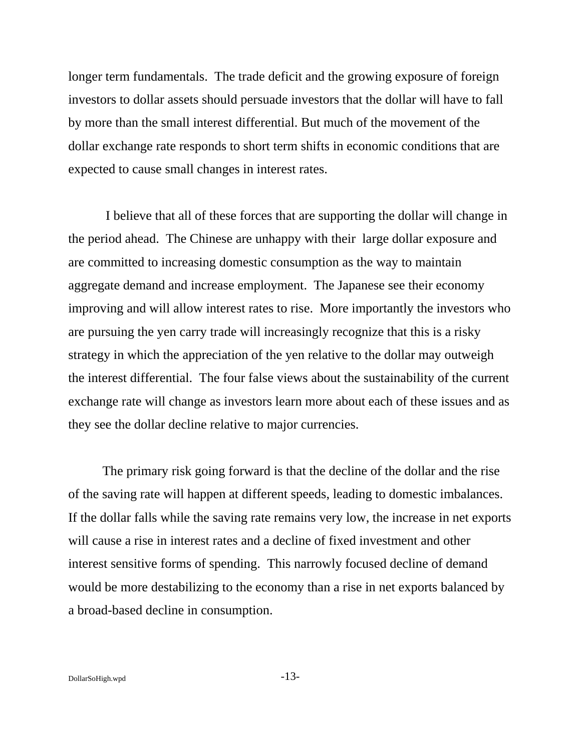longer term fundamentals. The trade deficit and the growing exposure of foreign investors to dollar assets should persuade investors that the dollar will have to fall by more than the small interest differential. But much of the movement of the dollar exchange rate responds to short term shifts in economic conditions that are expected to cause small changes in interest rates.

I believe that all of these forces that are supporting the dollar will change in the period ahead. The Chinese are unhappy with their large dollar exposure and are committed to increasing domestic consumption as the way to maintain aggregate demand and increase employment. The Japanese see their economy improving and will allow interest rates to rise. More importantly the investors who are pursuing the yen carry trade will increasingly recognize that this is a risky strategy in which the appreciation of the yen relative to the dollar may outweigh the interest differential. The four false views about the sustainability of the current exchange rate will change as investors learn more about each of these issues and as they see the dollar decline relative to major currencies.

The primary risk going forward is that the decline of the dollar and the rise of the saving rate will happen at different speeds, leading to domestic imbalances. If the dollar falls while the saving rate remains very low, the increase in net exports will cause a rise in interest rates and a decline of fixed investment and other interest sensitive forms of spending. This narrowly focused decline of demand would be more destabilizing to the economy than a rise in net exports balanced by a broad-based decline in consumption.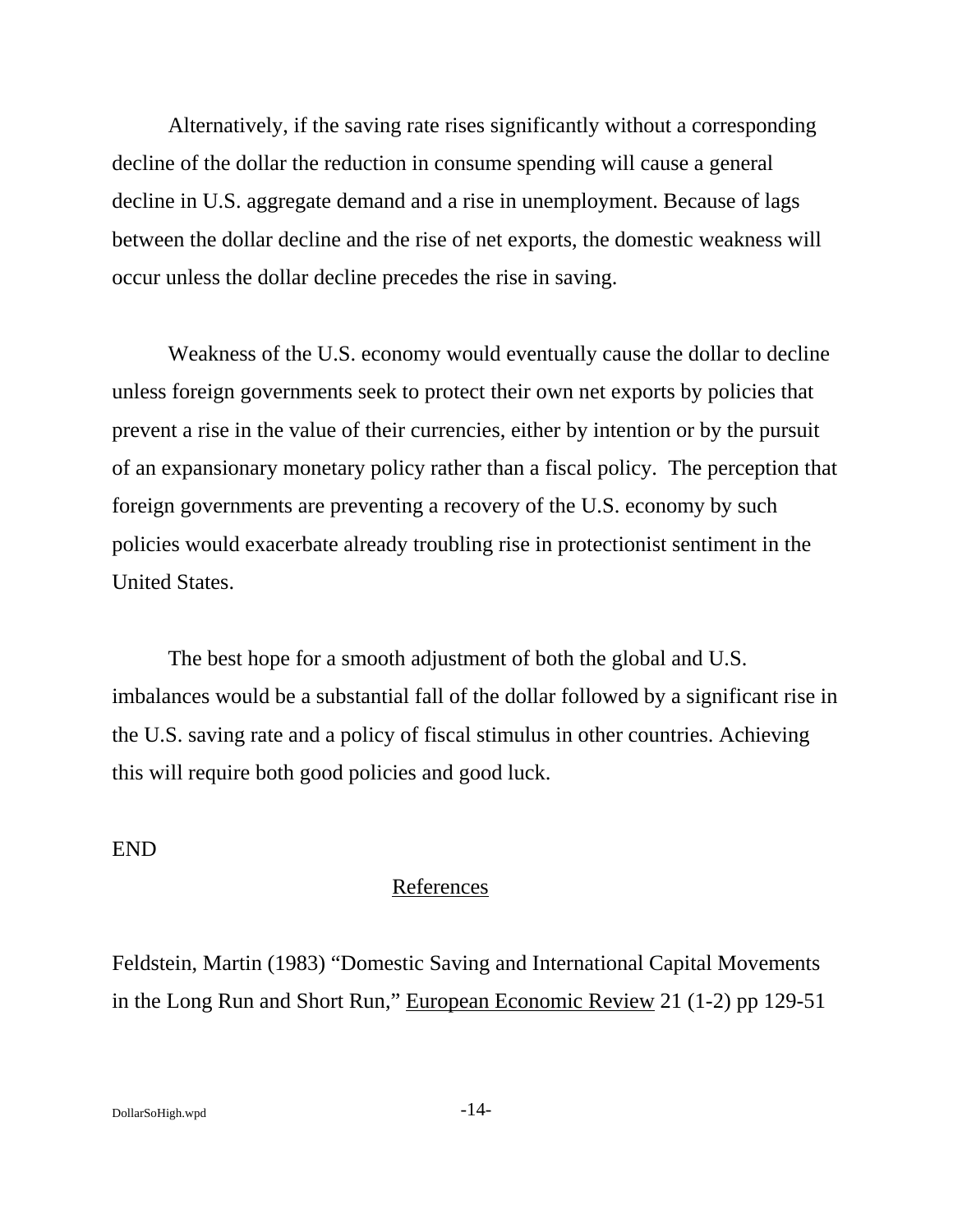Alternatively, if the saving rate rises significantly without a corresponding decline of the dollar the reduction in consume spending will cause a general decline in U.S. aggregate demand and a rise in unemployment. Because of lags between the dollar decline and the rise of net exports, the domestic weakness will occur unless the dollar decline precedes the rise in saving.

Weakness of the U.S. economy would eventually cause the dollar to decline unless foreign governments seek to protect their own net exports by policies that prevent a rise in the value of their currencies, either by intention or by the pursuit of an expansionary monetary policy rather than a fiscal policy. The perception that foreign governments are preventing a recovery of the U.S. economy by such policies would exacerbate already troubling rise in protectionist sentiment in the United States.

The best hope for a smooth adjustment of both the global and U.S. imbalances would be a substantial fall of the dollar followed by a significant rise in the U.S. saving rate and a policy of fiscal stimulus in other countries. Achieving this will require both good policies and good luck.

END

## References

Feldstein, Martin (1983) "Domestic Saving and International Capital Movements in the Long Run and Short Run," European Economic Review 21 (1-2) pp 129-51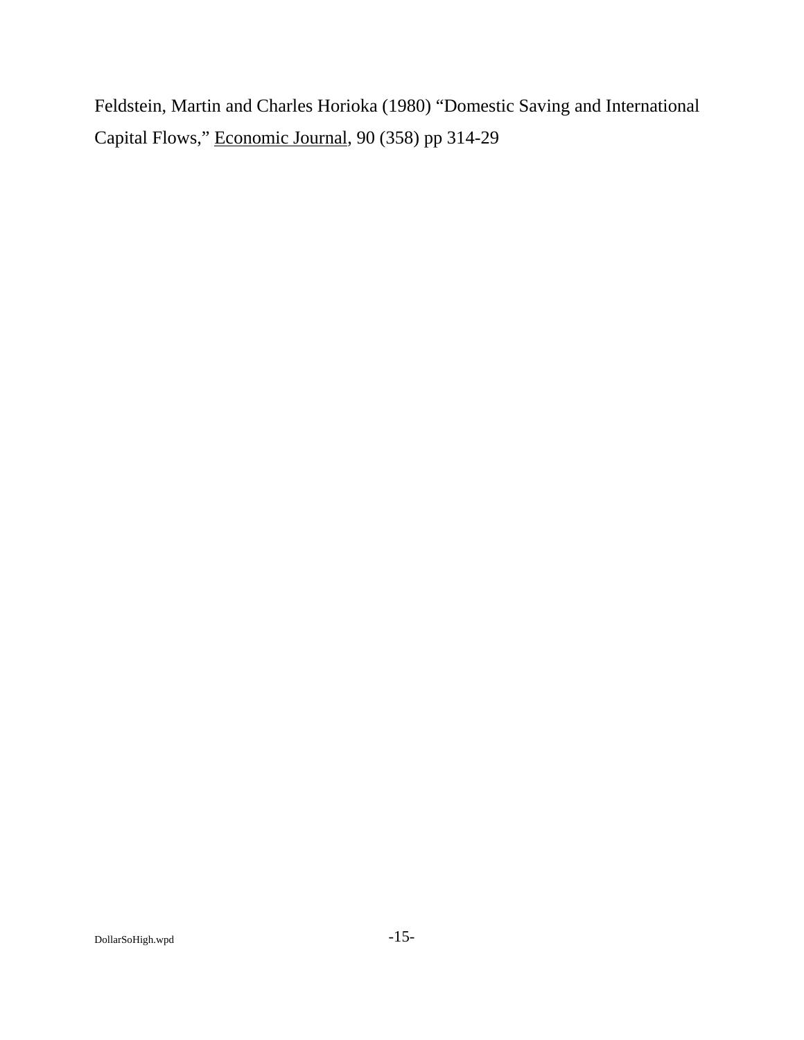Feldstein, Martin and Charles Horioka (1980) "Domestic Saving and International Capital Flows," Economic Journal, 90 (358) pp 314-29